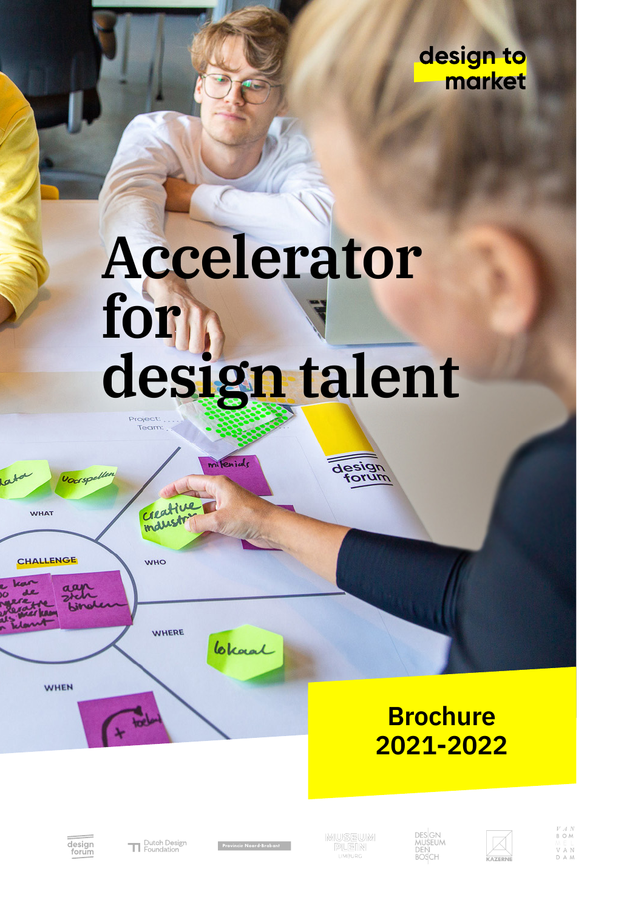design to market

# Accelerator for design talent

**Brochure 2021-2022**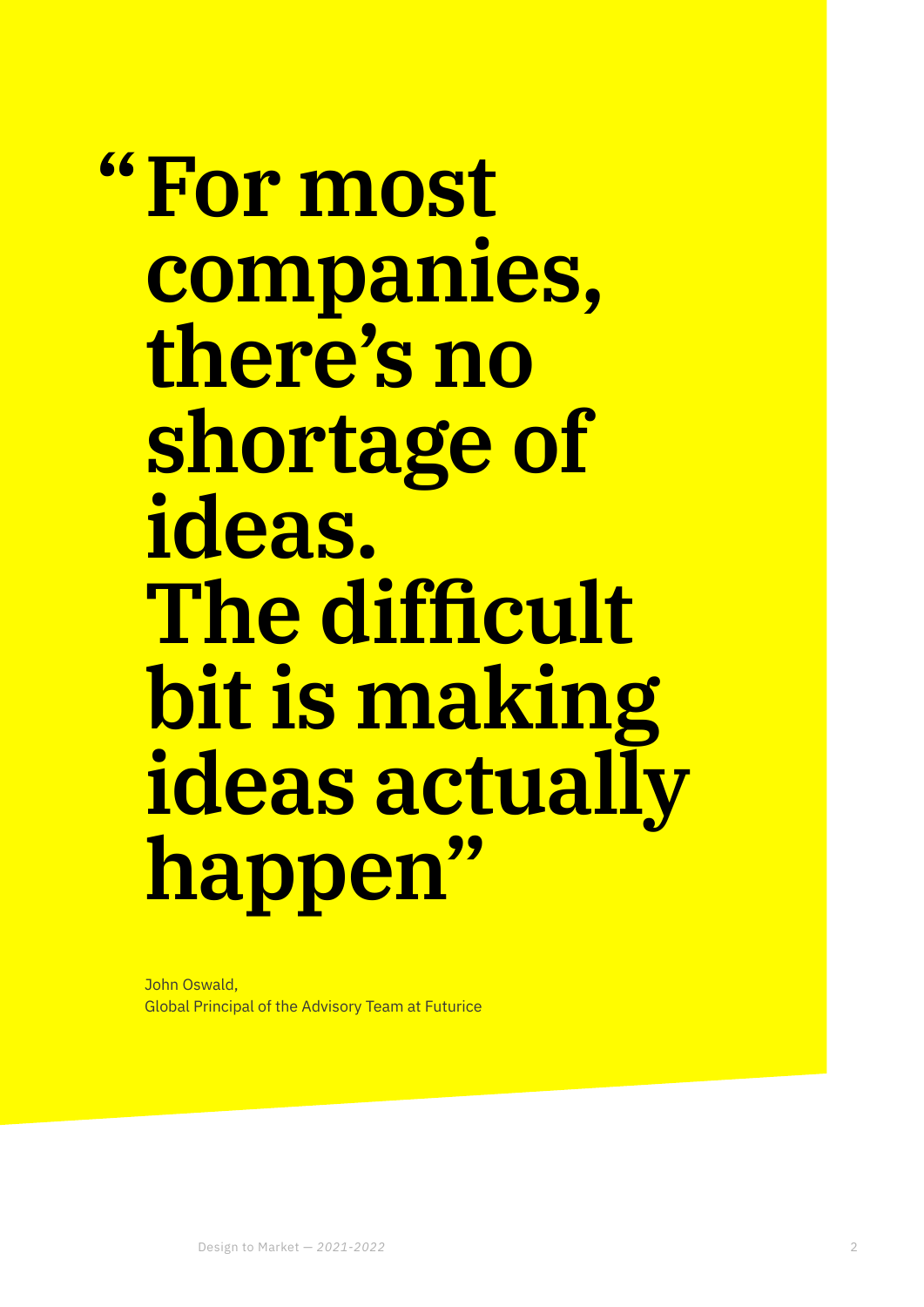# "For most companies, there's no shortage of ideas. The difficult bit is making ideas actually happen"

John Oswald,
Global Principal of the Advisory Team at Futurice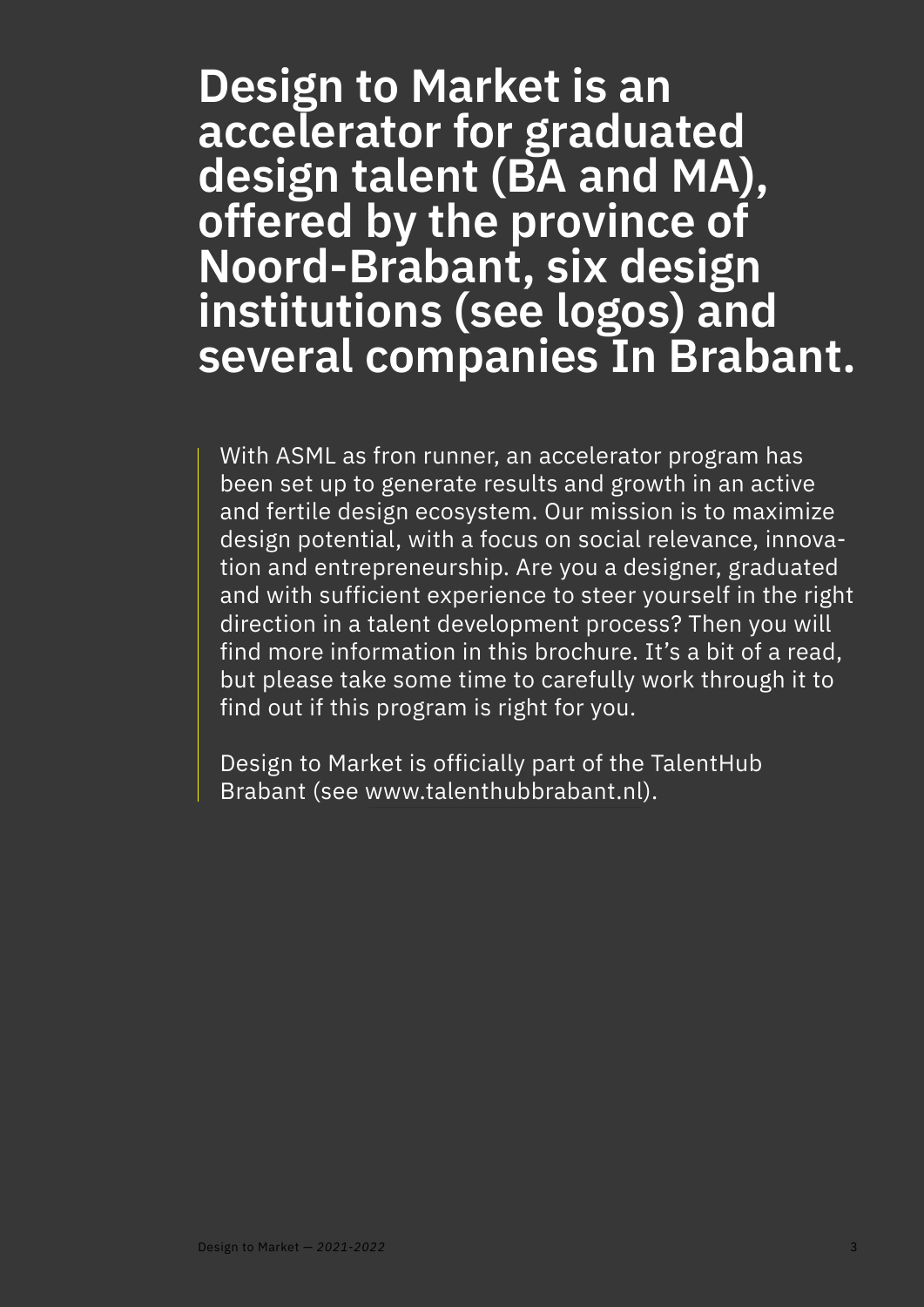# Design to Market is an accelerator for graduated design talent (BA and MA), offered by the province of Noord-Brabant, six design institutions (see logos) and several companies In Brabant.

With ASML as fron runner, an accelerator program has been set up to generate results and growth in an active and fertile design ecosystem. Our mission is to maximize design potential, with a focus on social relevance, innovation and entrepreneurship. Are you a designer, graduated and with sufficient experience to steer yourself in the right direction in a talent development process? Then you will find more information in this brochure. It's a bit of a read, but please take some time to carefully work through it to find out if this program is right for you.

Design to Market is officially part of the TalentHub Brabant (see www.talenthubbrabant.nl).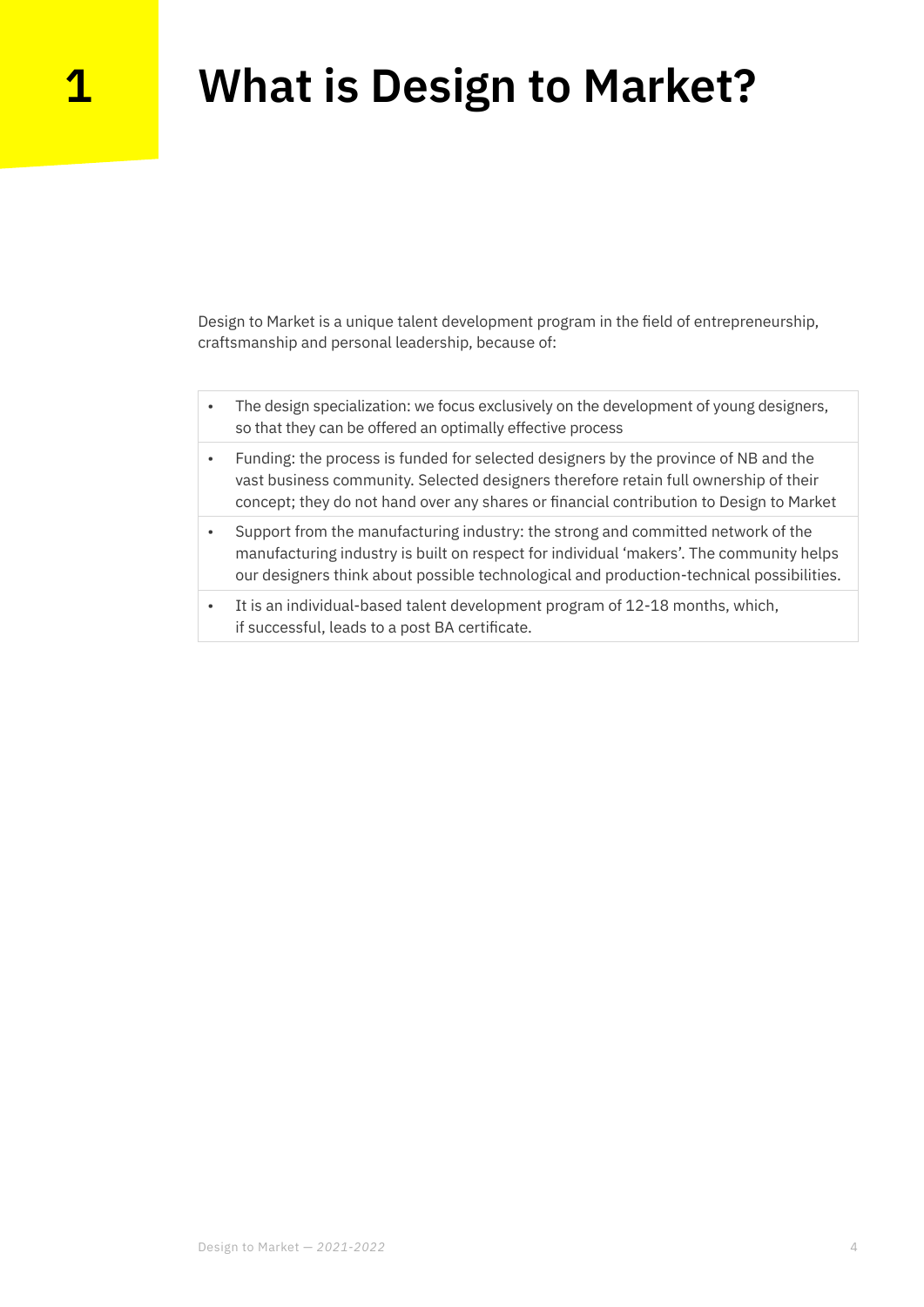# 1 What is Design to Market?

Design to Market is a unique talent development program in the field of entrepreneurship, craftsmanship and personal leadership, because of:

- The design specialization: we focus exclusively on the development of young designers, so that they can be offered an optimally effective process
- Funding: the process is funded for selected designers by the province of NB and the vast business community. Selected designers therefore retain full ownership of their concept; they do not hand over any shares or financial contribution to Design to Market
- Support from the manufacturing industry: the strong and committed network of the manufacturing industry is built on respect for individual 'makers'. The community helps our designers think about possible technological and production-technical possibilities.
- It is an individual-based talent development program of 12-18 months, which, if successful, leads to a post BA certificate.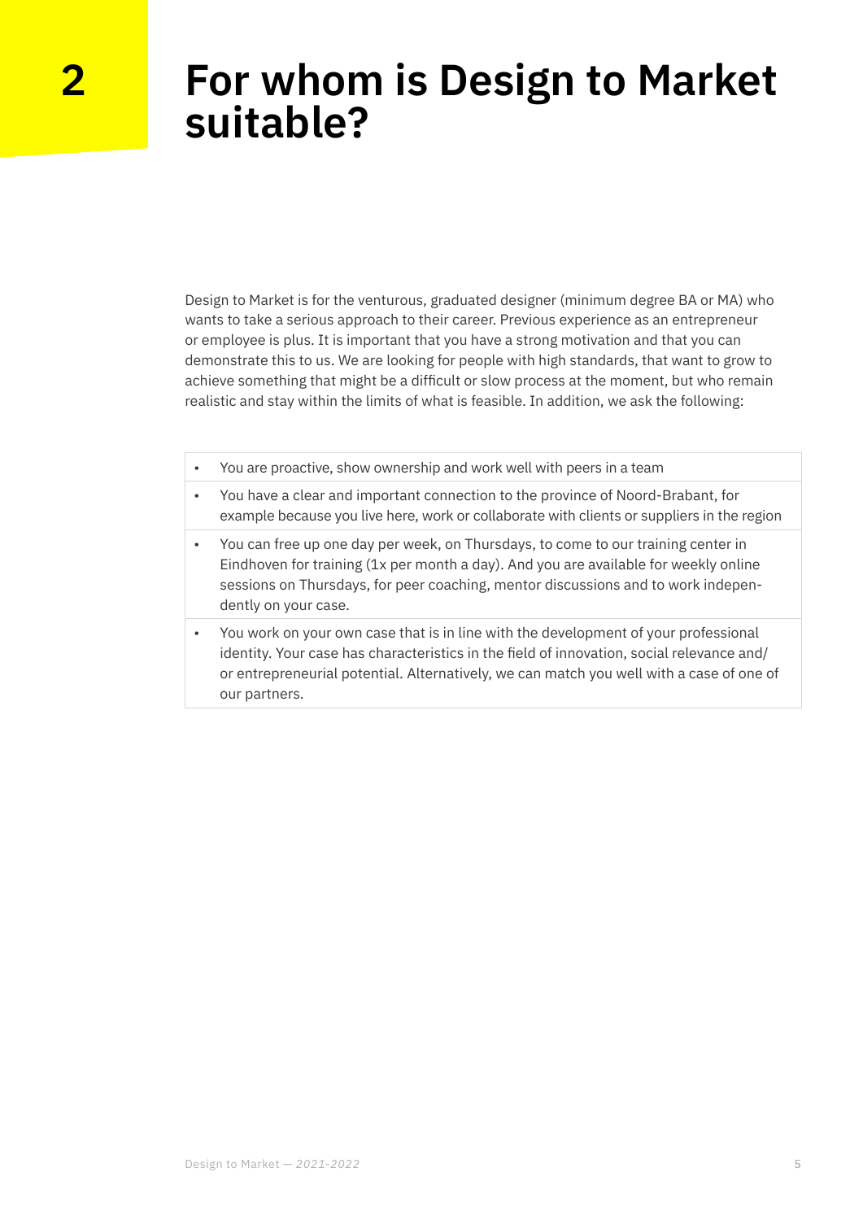# 2 For whom is Design to Market suitable?

Design to Market is for the venturous, graduated designer (minimum degree BA or MA) who wants to take a serious approach to their career. Previous experience as an entrepreneur or employee is plus. It is important that you have a strong motivation and that you can demonstrate this to us. We are looking for people with high standards, that want to grow to achieve something that might be a difficult or slow process at the moment, but who remain realistic and stay within the limits of what is feasible. In addition, we ask the following:

- You are proactive, show ownership and work well with peers in a team
- You have a clear and important connection to the province of Noord-Brabant, for example because you live here, work or collaborate with clients or suppliers in the region
- You can free up one day per week, on Thursdays, to come to our training center in Eindhoven for training (1x per month a day). And you are available for weekly online sessions on Thursdays, for peer coaching, mentor discussions and to work independently on your case.
- You work on your own case that is in line with the development of your professional identity. Your case has characteristics in the field of innovation, social relevance and/or entrepreneurial potential. Alternatively, we can match you well with a case of one of our partners.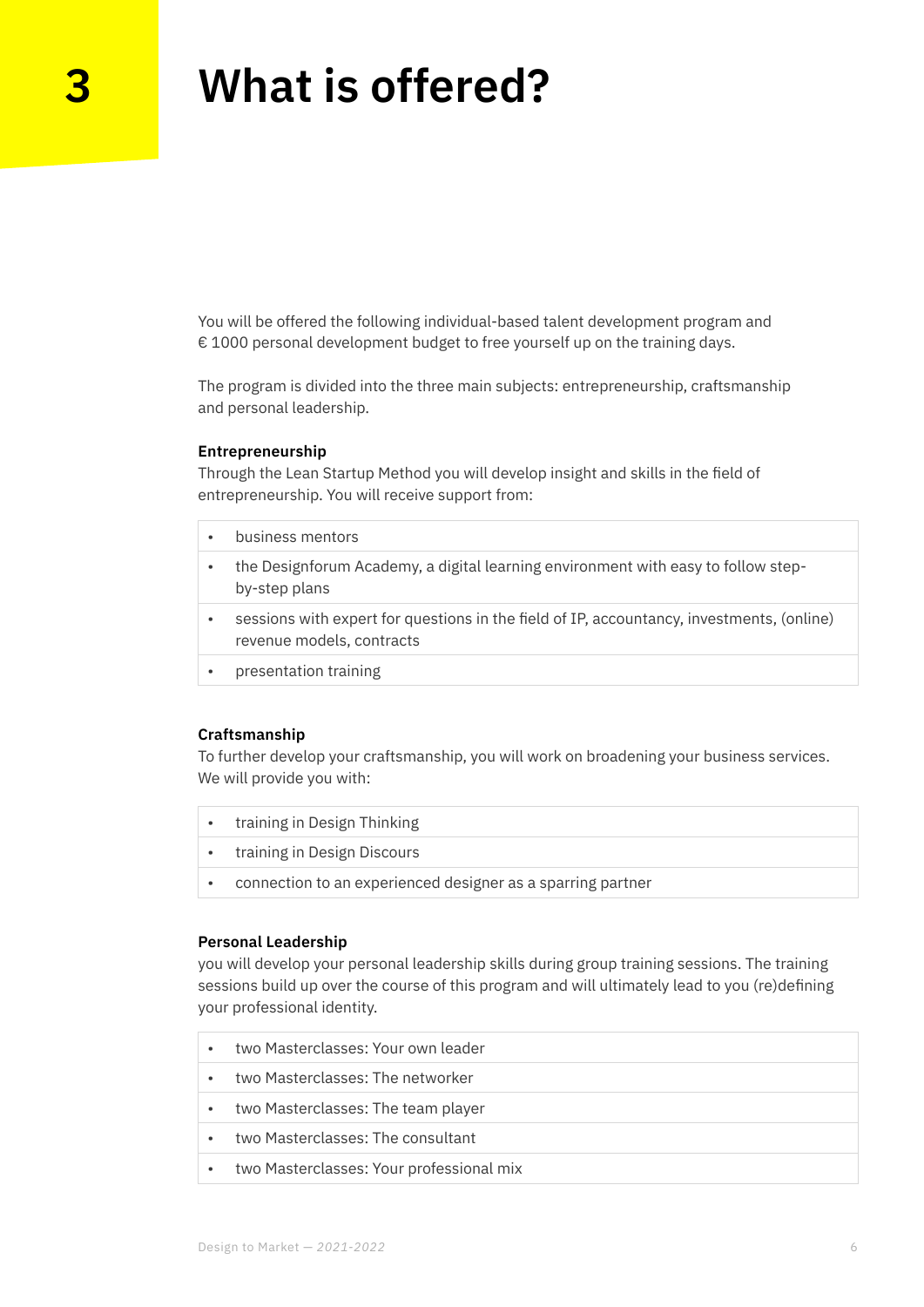# 3 What is offered?

You will be offered the following individual-based talent development program and € 1000 personal development budget to free yourself up on the training days.

The program is divided into the three main subjects: entrepreneurship, craftsmanship and personal leadership.

**Entrepreneurship**

Through the Lean Startup Method you will develop insight and skills in the field of entrepreneurship. You will receive support from:

- business mentors
- the Designforum Academy, a digital learning environment with easy to follow step-by-step plans
- sessions with expert for questions in the field of IP, accountancy, investments, (online) revenue models, contracts
- presentation training

**Craftsmanship**

To further develop your craftsmanship, you will work on broadening your business services. We will provide you with:

- training in Design Thinking
- training in Design Discours
- connection to an experienced designer as a sparring partner

**Personal Leadership**

you will develop your personal leadership skills during group training sessions. The training sessions build up over the course of this program and will ultimately lead to you (re)defining your professional identity.

- two Masterclasses: Your own leader
- two Masterclasses: The networker
- two Masterclasses: The team player
- two Masterclasses: The consultant
- two Masterclasses: Your professional mix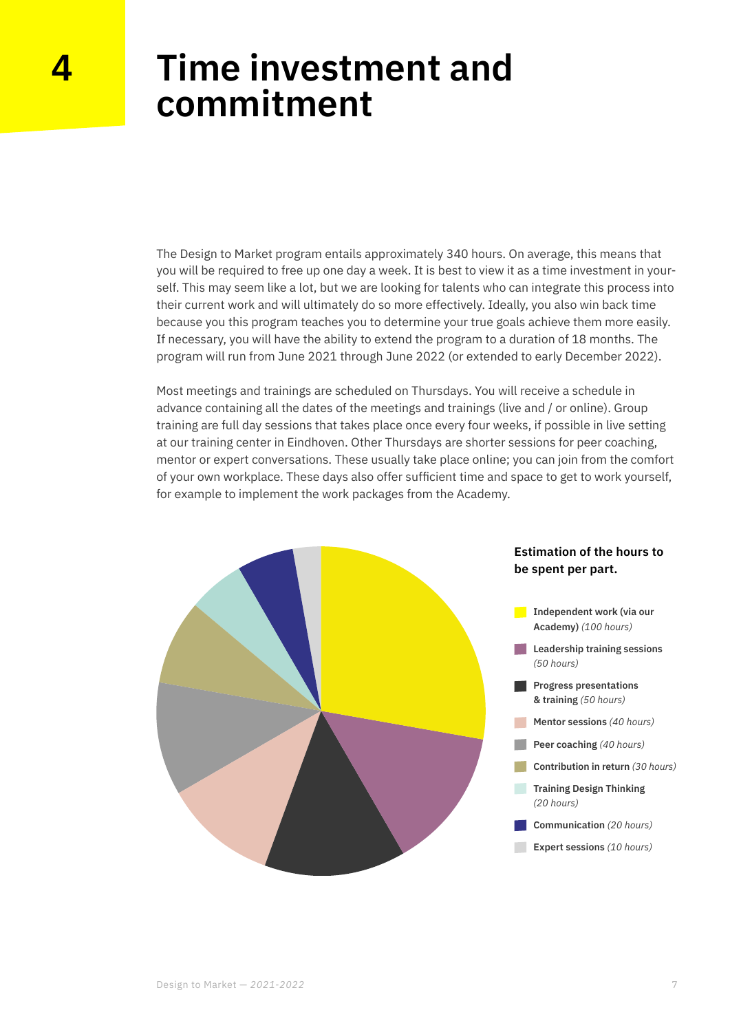# 4 Time investment and commitment

The Design to Market program entails approximately 340 hours. On average, this means that you will be required to free up one day a week. It is best to view it as a time investment in yourself. This may seem like a lot, but we are looking for talents who can integrate this process into their current work and will ultimately do so more effectively. Ideally, you also win back time because you this program teaches you to determine your true goals achieve them more easily. If necessary, you will have the ability to extend the program to a duration of 18 months. The program will run from June 2021 through June 2022 (or extended to early December 2022).

Most meetings and trainings are scheduled on Thursdays. You will receive a schedule in advance containing all the dates of the meetings and trainings (live and / or online). Group training are full day sessions that takes place once every four weeks, if possible in live setting at our training center in Eindhoven. Other Thursdays are shorter sessions for peer coaching, mentor or expert conversations. These usually take place online; you can join from the comfort of your own workplace. These days also offer sufficient time and space to get to work yourself, for example to implement the work packages from the Academy.

**Estimation of the hours to be spent per part.**

- **Independent work (via our Academy)** *(100 hours)*
- **Leadership training sessions** *(50 hours)*
- **Progress presentations & training** *(50 hours)*
- **Mentor sessions** *(40 hours)*
- **Peer coaching** *(40 hours)*
- **Contribution in return** *(30 hours)*
- **Training Design Thinking** *(20 hours)*
- **Communication** *(20 hours)*
- **Expert sessions** *(10 hours)*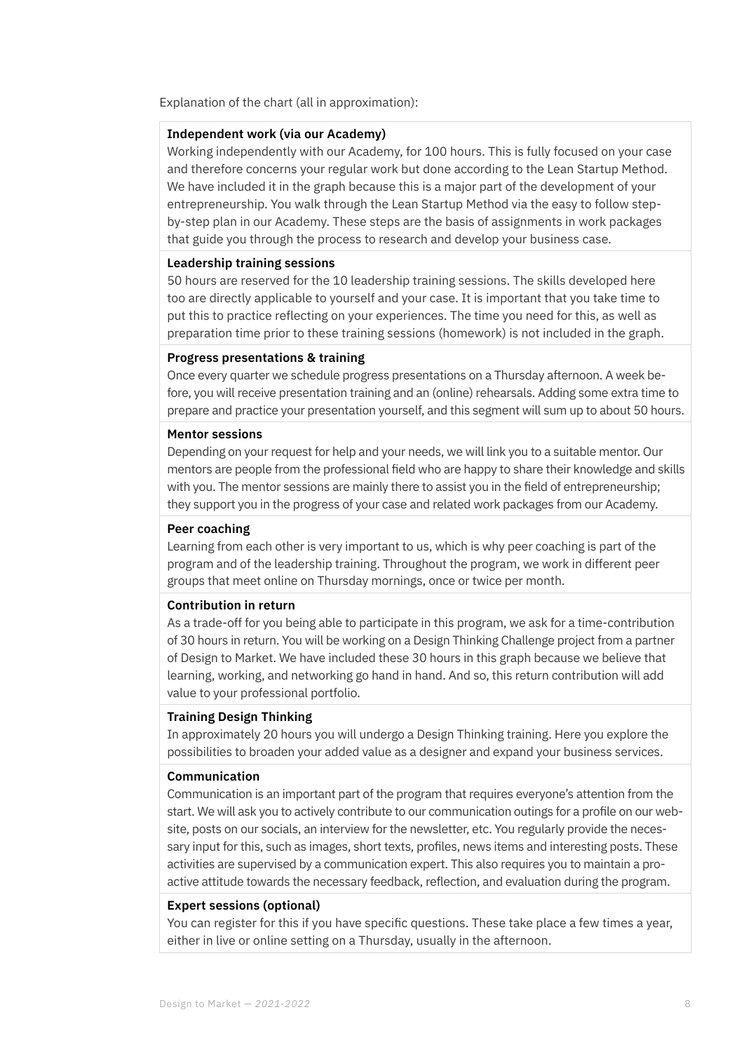Explanation of the chart (all in approximation):

**Independent work (via our Academy)**

Working independently with our Academy, for 100 hours. This is fully focused on your case and therefore concerns your regular work but done according to the Lean Startup Method. We have included it in the graph because this is a major part of the development of your entrepreneurship. You walk through the Lean Startup Method via the easy to follow step-by-step plan in our Academy. These steps are the basis of assignments in work packages that guide you through the process to research and develop your business case.

**Leadership training sessions**

50 hours are reserved for the 10 leadership training sessions. The skills developed here too are directly applicable to yourself and your case. It is important that you take time to put this to practice reflecting on your experiences. The time you need for this, as well as preparation time prior to these training sessions (homework) is not included in the graph.

**Progress presentations & training**

Once every quarter we schedule progress presentations on a Thursday afternoon. A week before, you will receive presentation training and an (online) rehearsals. Adding some extra time to prepare and practice your presentation yourself, and this segment will sum up to about 50 hours.

**Mentor sessions**

Depending on your request for help and your needs, we will link you to a suitable mentor. Our mentors are people from the professional field who are happy to share their knowledge and skills with you. The mentor sessions are mainly there to assist you in the field of entrepreneurship; they support you in the progress of your case and related work packages from our Academy.

**Peer coaching**

Learning from each other is very important to us, which is why peer coaching is part of the program and of the leadership training. Throughout the program, we work in different peer groups that meet online on Thursday mornings, once or twice per month.

**Contribution in return**

As a trade-off for you being able to participate in this program, we ask for a time-contribution of 30 hours in return. You will be working on a Design Thinking Challenge project from a partner of Design to Market. We have included these 30 hours in this graph because we believe that learning, working, and networking go hand in hand. And so, this return contribution will add value to your professional portfolio.

**Training Design Thinking**

In approximately 20 hours you will undergo a Design Thinking training. Here you explore the possibilities to broaden your added value as a designer and expand your business services.

**Communication**

Communication is an important part of the program that requires everyone's attention from the start. We will ask you to actively contribute to our communication outings for a profile on our website, posts on our socials, an interview for the newsletter, etc. You regularly provide the necessary input for this, such as images, short texts, profiles, news items and interesting posts. These activities are supervised by a communication expert. This also requires you to maintain a proactive attitude towards the necessary feedback, reflection, and evaluation during the program.

**Expert sessions (optional)**

You can register for this if you have specific questions. These take place a few times a year, either in live or online setting on a Thursday, usually in the afternoon.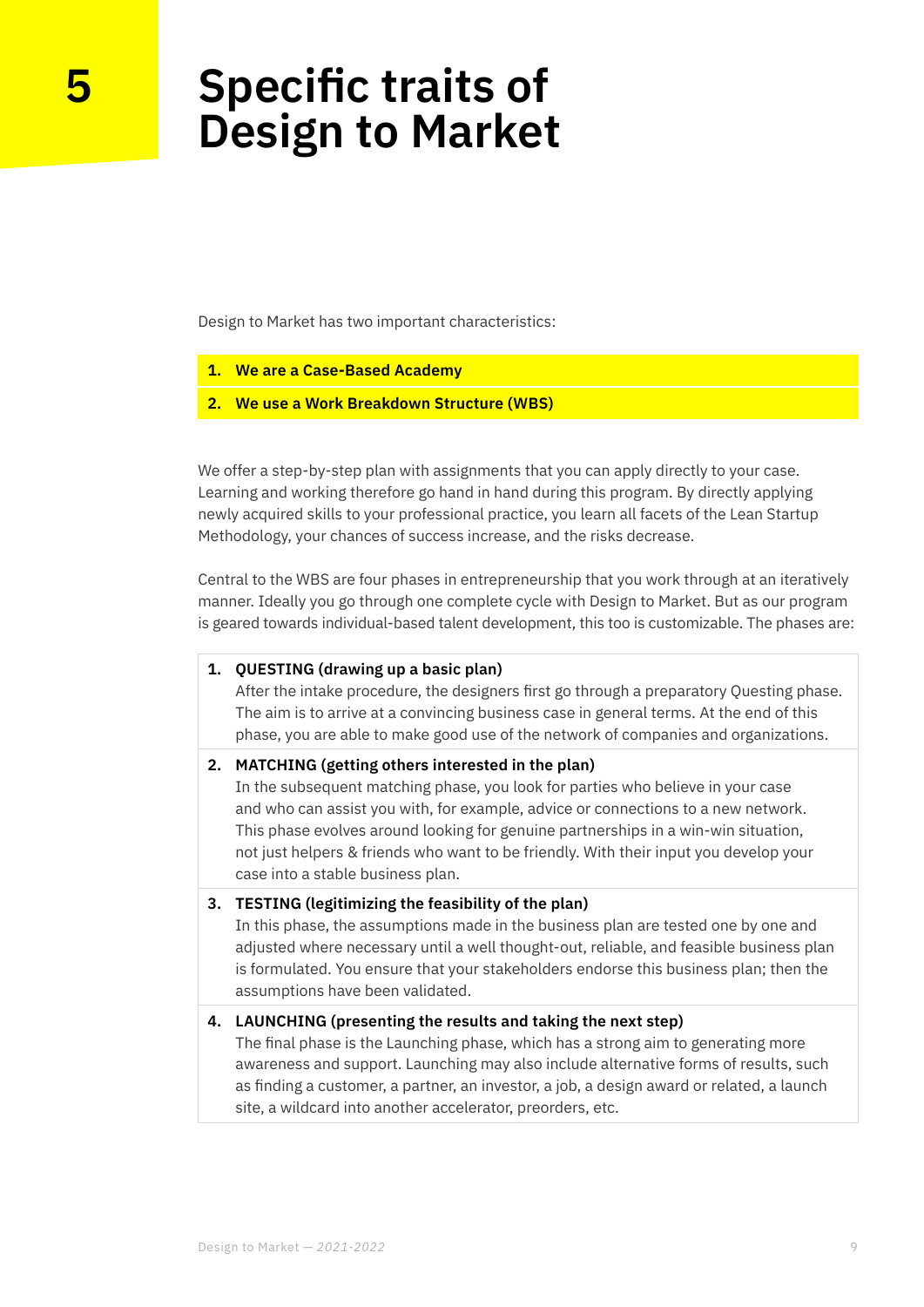# 5 Specific traits of Design to Market

Design to Market has two important characteristics:

1. **We are a Case-Based Academy**
2. **We use a Work Breakdown Structure (WBS)**

We offer a step-by-step plan with assignments that you can apply directly to your case. Learning and working therefore go hand in hand during this program. By directly applying newly acquired skills to your professional practice, you learn all facets of the Lean Startup Methodology, your chances of success increase, and the risks decrease.

Central to the WBS are four phases in entrepreneurship that you work through at an iteratively manner. Ideally you go through one complete cycle with Design to Market. But as our program is geared towards individual-based talent development, this too is customizable. The phases are:

1. **QUESTING (drawing up a basic plan)**
   After the intake procedure, the designers first go through a preparatory Questing phase. The aim is to arrive at a convincing business case in general terms. At the end of this phase, you are able to make good use of the network of companies and organizations.
2. **MATCHING (getting others interested in the plan)**
   In the subsequent matching phase, you look for parties who believe in your case and who can assist you with, for example, advice or connections to a new network. This phase evolves around looking for genuine partnerships in a win-win situation, not just helpers & friends who want to be friendly. With their input you develop your case into a stable business plan.
3. **TESTING (legitimizing the feasibility of the plan)**
   In this phase, the assumptions made in the business plan are tested one by one and adjusted where necessary until a well thought-out, reliable, and feasible business plan is formulated. You ensure that your stakeholders endorse this business plan; then the assumptions have been validated.
4. **LAUNCHING (presenting the results and taking the next step)**
   The final phase is the Launching phase, which has a strong aim to generating more awareness and support. Launching may also include alternative forms of results, such as finding a customer, a partner, an investor, a job, a design award or related, a launch site, a wildcard into another accelerator, preorders, etc.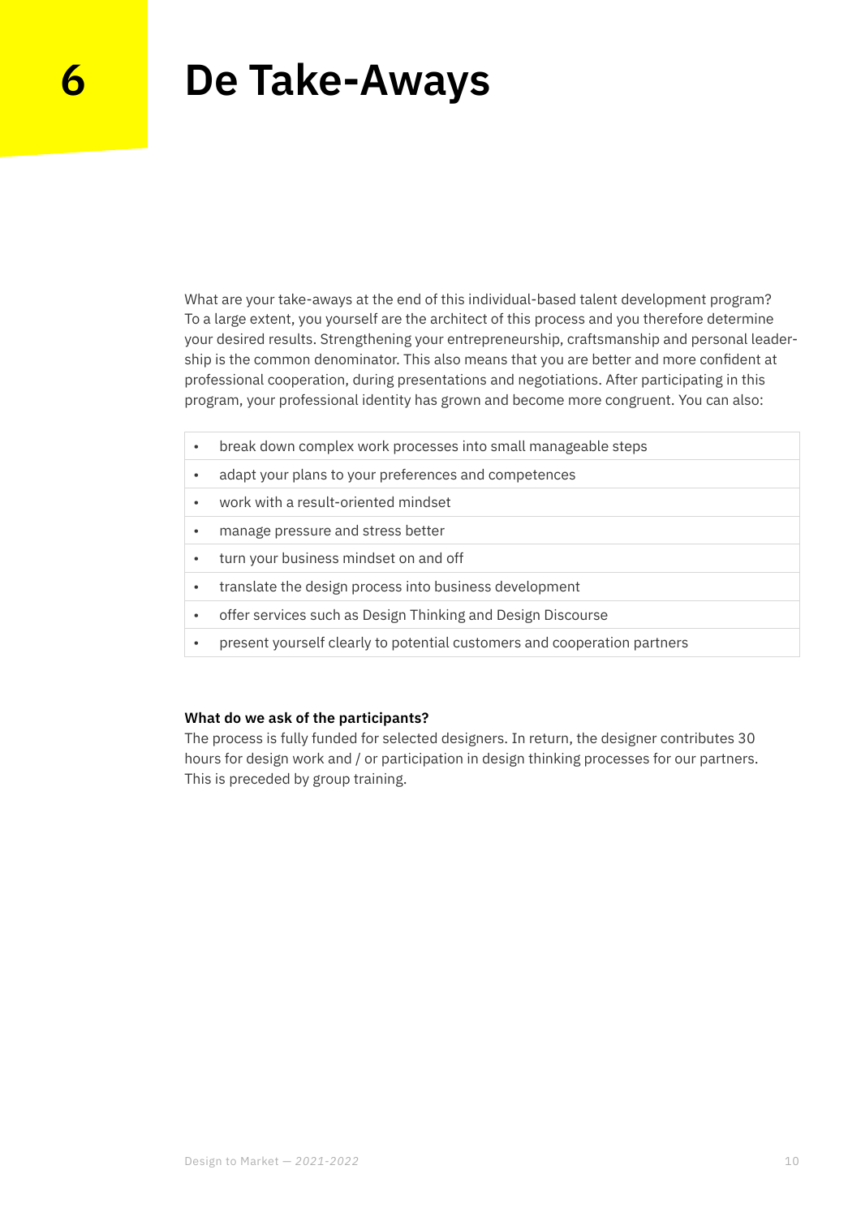# 6 De Take-Aways

What are your take-aways at the end of this individual-based talent development program? To a large extent, you yourself are the architect of this process and you therefore determine your desired results. Strengthening your entrepreneurship, craftsmanship and personal leadership is the common denominator. This also means that you are better and more confident at professional cooperation, during presentations and negotiations. After participating in this program, your professional identity has grown and become more congruent. You can also:

- break down complex work processes into small manageable steps
- adapt your plans to your preferences and competences
- work with a result-oriented mindset
- manage pressure and stress better
- turn your business mindset on and off
- translate the design process into business development
- offer services such as Design Thinking and Design Discourse
- present yourself clearly to potential customers and cooperation partners

**What do we ask of the participants?**
The process is fully funded for selected designers. In return, the designer contributes 30 hours for design work and / or participation in design thinking processes for our partners. This is preceded by group training.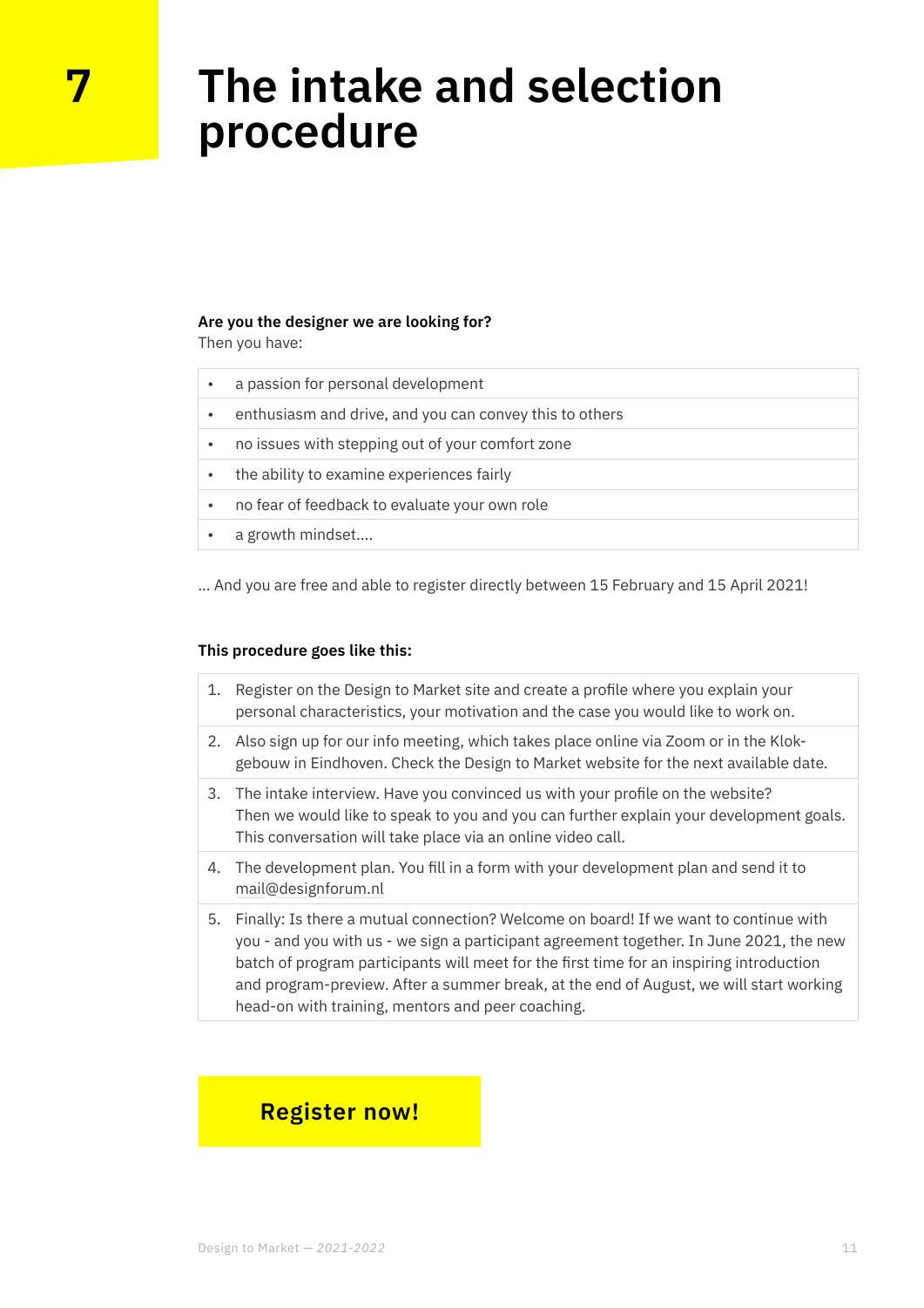# 7 The intake and selection procedure

**Are you the designer we are looking for?**
Then you have:

- a passion for personal development
- enthusiasm and drive, and you can convey this to others
- no issues with stepping out of your comfort zone
- the ability to examine experiences fairly
- no fear of feedback to evaluate your own role
- a growth mindset....

... And you are free and able to register directly between 15 February and 15 April 2021!

**This procedure goes like this:**

1. Register on the Design to Market site and create a profile where you explain your personal characteristics, your motivation and the case you would like to work on.
2. Also sign up for our info meeting, which takes place online via Zoom or in the Klok-gebouw in Eindhoven. Check the Design to Market website for the next available date.
3. The intake interview. Have you convinced us with your profile on the website? Then we would like to speak to you and you can further explain your development goals. This conversation will take place via an online video call.
4. The development plan. You fill in a form with your development plan and send it to mail@designforum.nl
5. Finally: Is there a mutual connection? Welcome on board! If we want to continue with you - and you with us - we sign a participant agreement together. In June 2021, the new batch of program participants will meet for the first time for an inspiring introduction and program-preview. After a summer break, at the end of August, we will start working head-on with training, mentors and peer coaching.

**Register now!**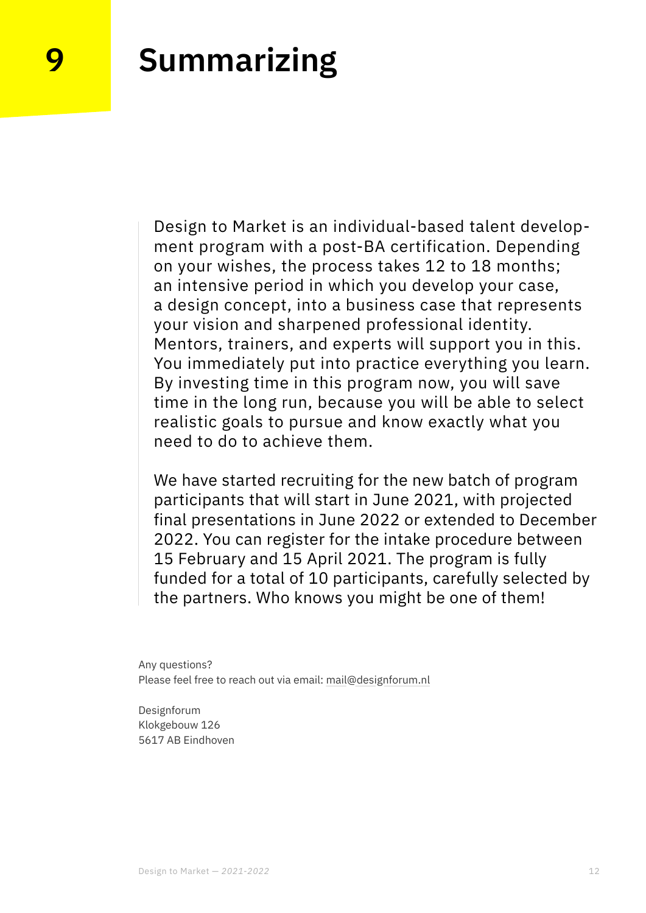# 9 Summarizing

Design to Market is an individual-based talent development program with a post-BA certification. Depending on your wishes, the process takes 12 to 18 months; an intensive period in which you develop your case, a design concept, into a business case that represents your vision and sharpened professional identity. Mentors, trainers, and experts will support you in this. You immediately put into practice everything you learn. By investing time in this program now, you will save time in the long run, because you will be able to select realistic goals to pursue and know exactly what you need to do to achieve them.

We have started recruiting for the new batch of program participants that will start in June 2021, with projected final presentations in June 2022 or extended to December 2022. You can register for the intake procedure between 15 February and 15 April 2021. The program is fully funded for a total of 10 participants, carefully selected by the partners. Who knows you might be one of them!

Any questions?
Please feel free to reach out via email: mail@designforum.nl

Designforum
Klokgebouw 126
5617 AB Eindhoven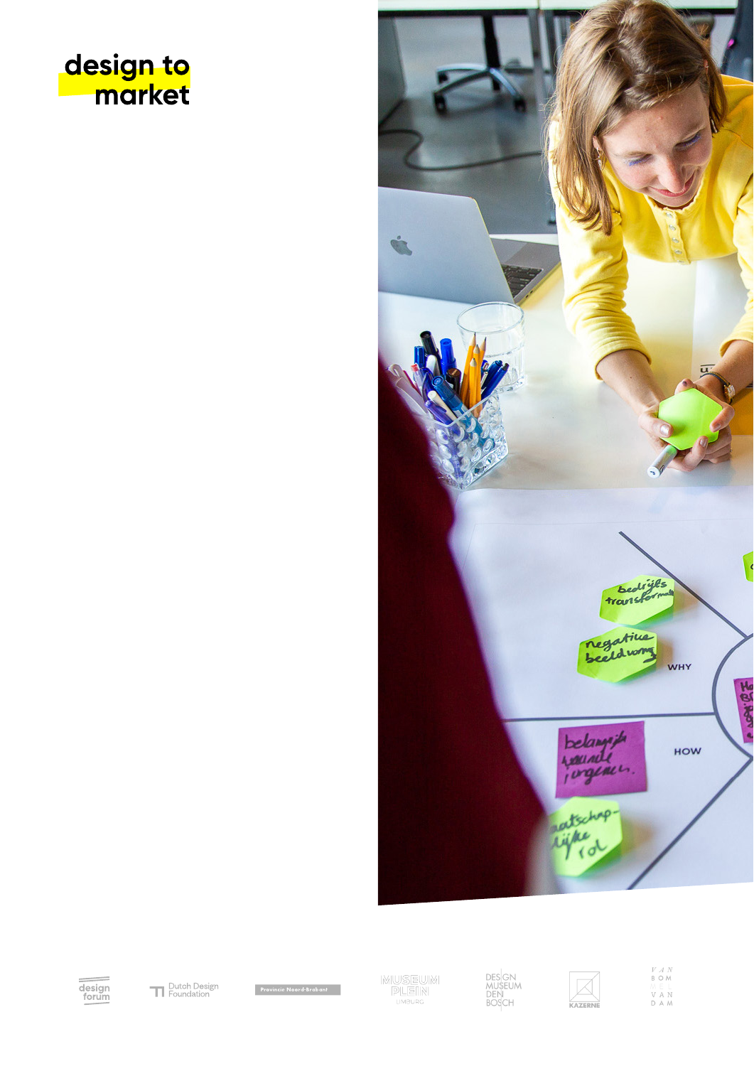design to market

design forum

Dutch Design Foundation

Provincie Noord-Brabant

MUSEUM PLEIN LIMBURG

DESIGN MUSEUM DEN BOSCH

KAZERNE

VAN BOMMEL VAN DAM